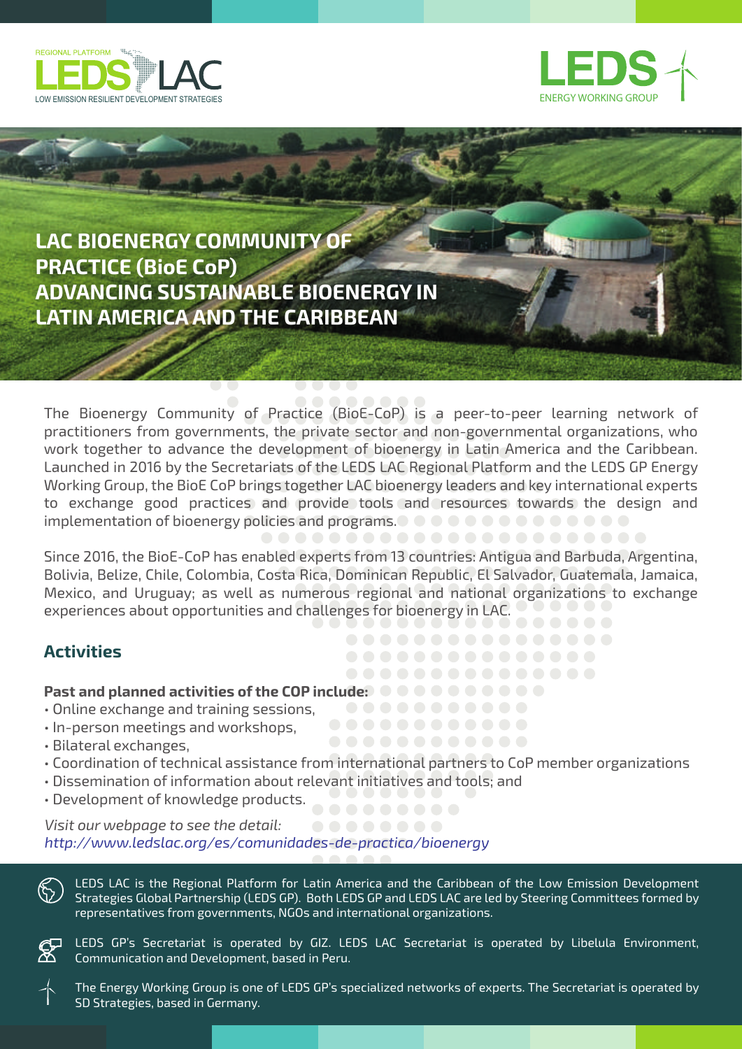REGIONAL PLATFORM LEDS LAC
LOW EMISSION RESILIENT DEVELOPMENT STRATEGIES

LEDS ENERGY WORKING GROUP

# LAC BIOENERGY COMMUNITY OF PRACTICE (BioE CoP) ADVANCING SUSTAINABLE BIOENERGY IN LATIN AMERICA AND THE CARIBBEAN

The Bioenergy Community of Practice (BioE-CoP) is a peer-to-peer learning network of practitioners from governments, the private sector and non-governmental organizations, who work together to advance the development of bioenergy in Latin America and the Caribbean. Launched in 2016 by the Secretariats of the LEDS LAC Regional Platform and the LEDS GP Energy Working Group, the BioE CoP brings together LAC bioenergy leaders and key international experts to exchange good practices and provide tools and resources towards the design and implementation of bioenergy policies and programs.

Since 2016, the BioE-CoP has enabled experts from 13 countries: Antigua and Barbuda, Argentina, Bolivia, Belize, Chile, Colombia, Costa Rica, Dominican Republic, El Salvador, Guatemala, Jamaica, Mexico, and Uruguay; as well as numerous regional and national organizations to exchange experiences about opportunities and challenges for bioenergy in LAC.

## Activities

**Past and planned activities of the COP include:**

- Online exchange and training sessions,
- In-person meetings and workshops,
- Bilateral exchanges,
- Coordination of technical assistance from international partners to CoP member organizations
- Dissemination of information about relevant initiatives and tools; and
- Development of knowledge products.

*Visit our webpage to see the detail:*
*http://www.ledslac.org/es/comunidades-de-practica/bioenergy*

LEDS LAC is the Regional Platform for Latin America and the Caribbean of the Low Emission Development Strategies Global Partnership (LEDS GP). Both LEDS GP and LEDS LAC are led by Steering Committees formed by representatives from governments, NGOs and international organizations.

LEDS GP's Secretariat is operated by GIZ. LEDS LAC Secretariat is operated by Libelula Environment, Communication and Development, based in Peru.

The Energy Working Group is one of LEDS GP's specialized networks of experts. The Secretariat is operated by SD Strategies, based in Germany.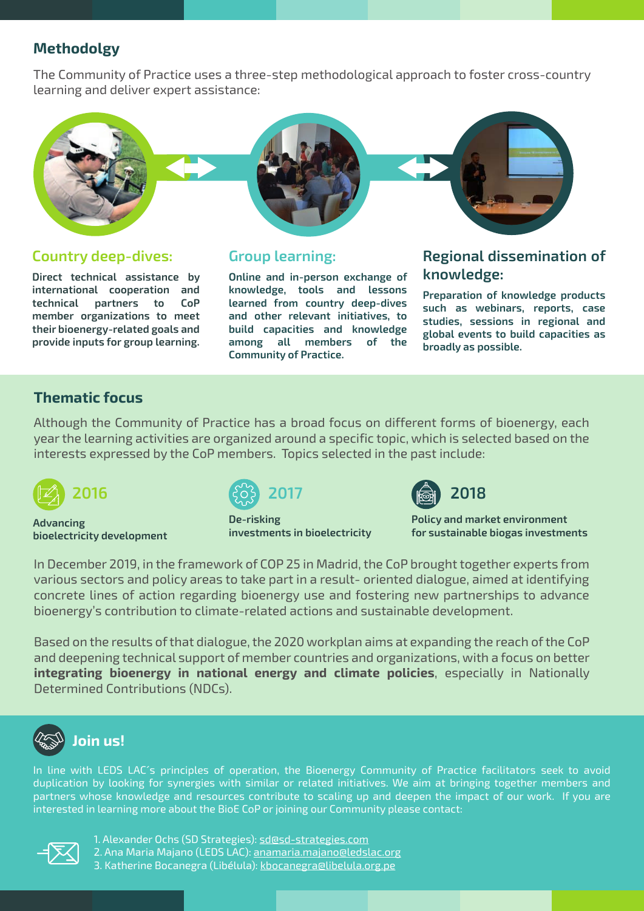## Methodolgy

The Community of Practice uses a three-step methodological approach to foster cross-country learning and deliver expert assistance:

### Country deep-dives:

**Direct technical assistance by international cooperation and technical partners to CoP member organizations to meet their bioenergy-related goals and provide inputs for group learning.**

### Group learning:

**Online and in-person exchange of knowledge, tools and lessons learned from country deep-dives and other relevant initiatives, to build capacities and knowledge among all members of the Community of Practice.**

### Regional dissemination of knowledge:

**Preparation of knowledge products such as webinars, reports, case studies, sessions in regional and global events to build capacities as broadly as possible.**

## Thematic focus

Although the Community of Practice has a broad focus on different forms of bioenergy, each year the learning activities are organized around a specific topic, which is selected based on the interests expressed by the CoP members. Topics selected in the past include:

**2016**

**Advancing bioelectricity development**

**2017**

**De-risking investments in bioelectricity**

**2018**

**Policy and market environment for sustainable biogas investments**

In December 2019, in the framework of COP 25 in Madrid, the CoP brought together experts from various sectors and policy areas to take part in a result- oriented dialogue, aimed at identifying concrete lines of action regarding bioenergy use and fostering new partnerships to advance bioenergy's contribution to climate-related actions and sustainable development.

Based on the results of that dialogue, the 2020 workplan aims at expanding the reach of the CoP and deepening technical support of member countries and organizations, with a focus on better **integrating bioenergy in national energy and climate policies**, especially in Nationally Determined Contributions (NDCs).

## Join us!

In line with LEDS LAC´s principles of operation, the Bioenergy Community of Practice facilitators seek to avoid duplication by looking for synergies with similar or related initiatives. We aim at bringing together members and partners whose knowledge and resources contribute to scaling up and deepen the impact of our work. If you are interested in learning more about the BioE CoP or joining our Community please contact:

1. Alexander Ochs (SD Strategies): sd@sd-strategies.com
2. Ana Maria Majano (LEDS LAC): anamaria.majano@ledslac.org
3. Katherine Bocanegra (Libélula): kbocanegra@libelula.org.pe